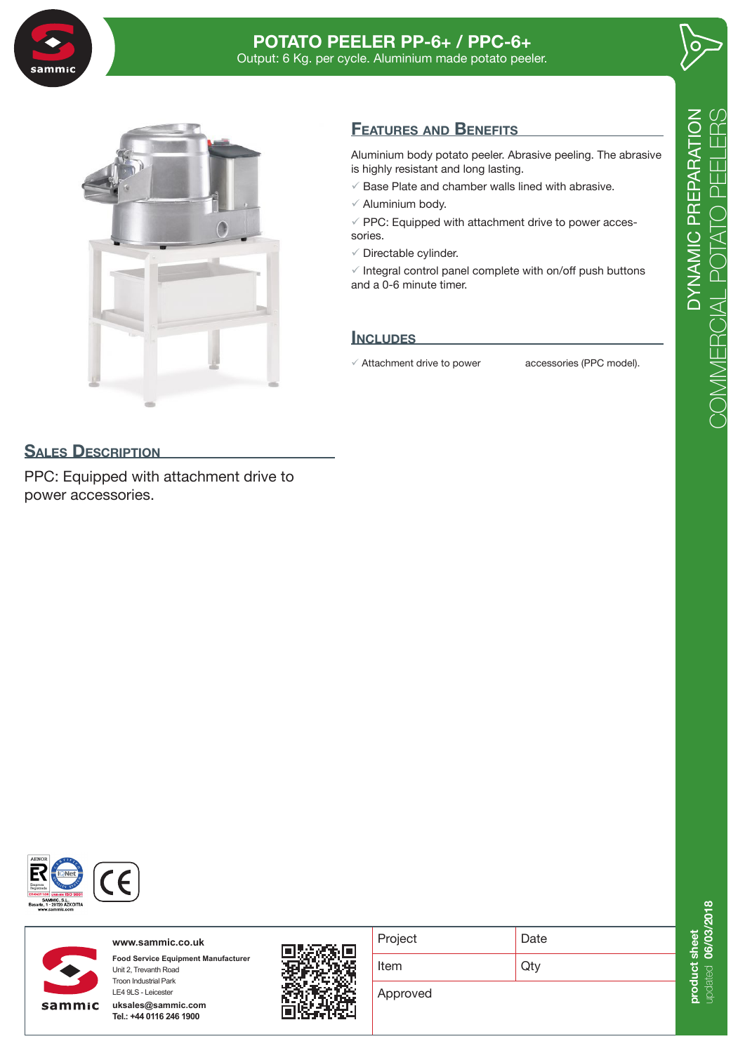# POTATO PEELER PP-6+ / PPC-6+

Output: 6 Kg. per cycle. Aluminium made potato peeler.

DYNAMIC PREPARATION
COMMERCIAL POTATO PEELERS

## Features and Benefits

Aluminium body potato peeler. Abrasive peeling. The abrasive is highly resistant and long lasting.

- ✓ Base Plate and chamber walls lined with abrasive.
- ✓ Aluminium body.
- ✓ PPC: Equipped with attachment drive to power accessories.
- ✓ Directable cylinder.
- ✓ Integral control panel complete with on/off push buttons and a 0-6 minute timer.

## Includes

- ✓ Attachment drive to power accessories (PPC model).

## Sales Description

PPC: Equipped with attachment drive to power accessories.

SAMMIC, S.L.
Basarte, 1 - 20720 AZKOITIA
www.sammic.com

www.sammic.co.uk

**Food Service Equipment Manufacturer**
Unit 2, Trevanth Road
Troon Industrial Park
LE4 9LS - Leicester
**uksales@sammic.com**
**Tel.: +44 0116 246 1900**

| Project | Date |
|---|---|
| Item | Qty |
| Approved | |

**product sheet** updated **06/03/2018**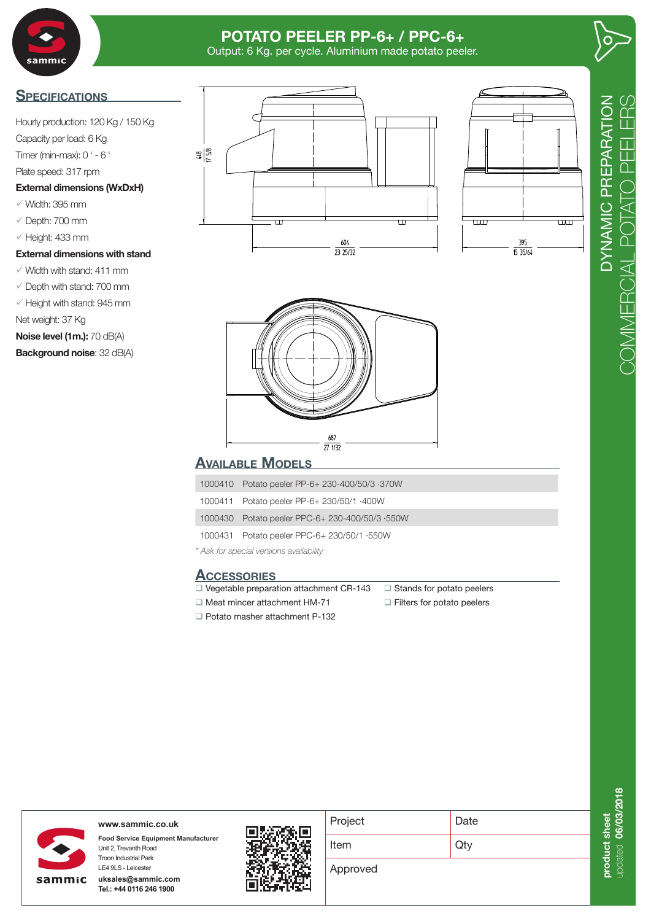# POTATO PEELER PP-6+ / PPC-6+

Output: 6 Kg. per cycle. Aluminium made potato peeler.

DYNAMIC PREPARATION
COMMERCIAL POTATO PEELERS

## Specifications

Hourly production: 120 Kg / 150 Kg

Capacity per load: 6 Kg

Timer (min-max): 0 ' - 6 '

Plate speed: 317 rpm

**External dimensions (WxDxH)**

- ✓ Width: 395 mm
- ✓ Depth: 700 mm
- ✓ Height: 433 mm

**External dimensions with stand**

- ✓ Width with stand: 411 mm
- ✓ Depth with stand: 700 mm
- ✓ Height with stand: 945 mm

Net weight: 37 Kg

**Noise level (1m.):** 70 dB(A)

**Background noise**: 32 dB(A)

448
17 5/8

604
23 25/32

395
15 35/64

687
27 1/32

## Available Models

| | |
|---|---|
| 1000410 | Potato peeler PP-6+ 230-400/50/3 ·370W |
| 1000411 | Potato peeler PP-6+ 230/50/1 ·400W |
| 1000430 | Potato peeler PPC-6+ 230-400/50/3 ·550W |
| 1000431 | Potato peeler PPC-6+ 230/50/1 ·550W |

*\* Ask for special versions availability*

## Accessories

- ❑ Vegetable preparation attachment CR-143
- ❑ Meat mincer attachment HM-71
- ❑ Potato masher attachment P-132
- ❑ Stands for potato peelers
- ❑ Filters for potato peelers

**www.sammic.co.uk**

**Food Service Equipment Manufacturer**
Unit 2, Trevanth Road
Troon Industrial Park
LE4 9LS - Leicester
**uksales@sammic.com**
**Tel.: +44 0116 246 1900**

| | |
|---|---|
| Project | Date |
| Item | Qty |
| Approved | |

**product sheet** updated **06/03/2018**